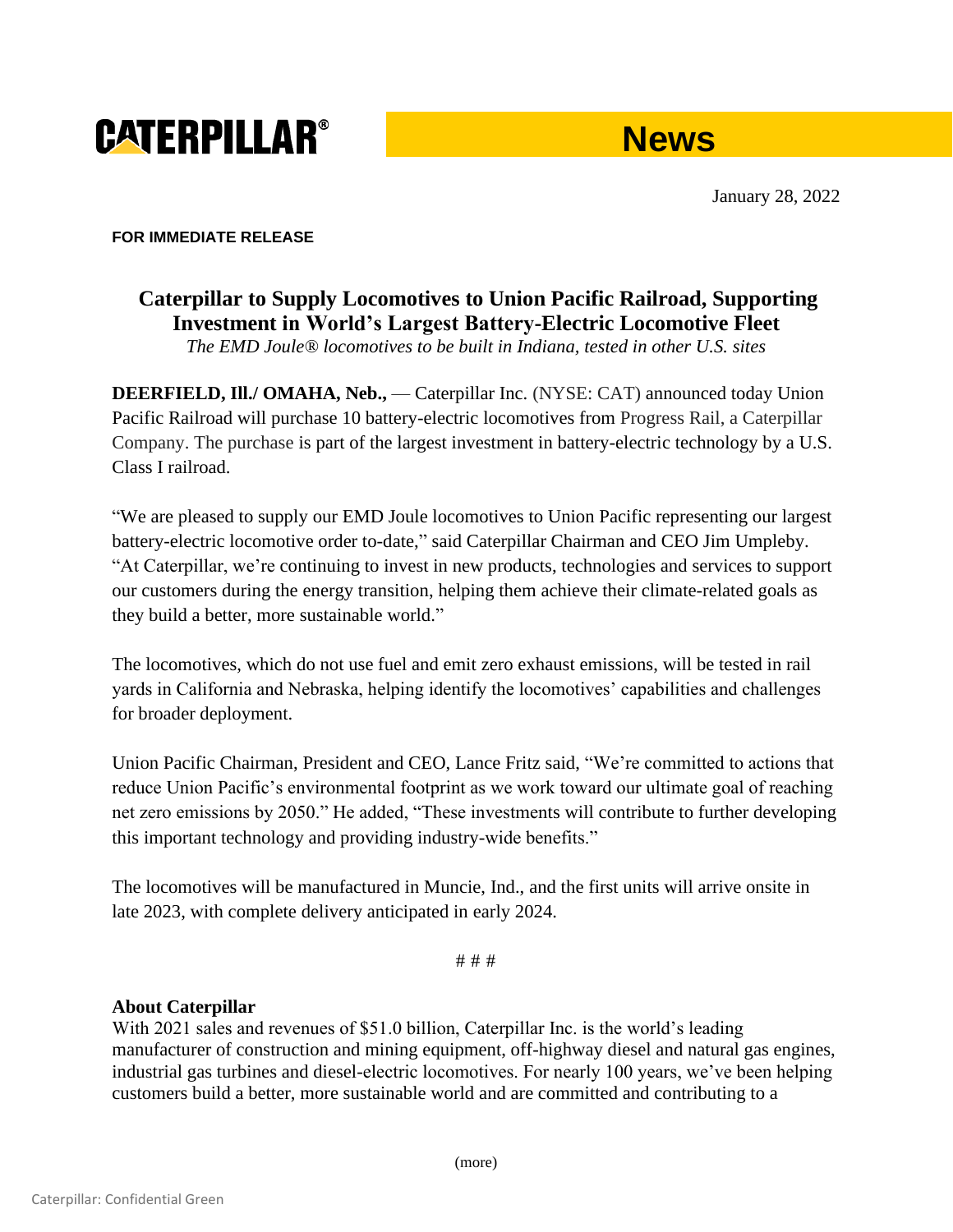CATERPILLAR®

News

January 28, 2022

**FOR IMMEDIATE RELEASE**

# Caterpillar to Supply Locomotives to Union Pacific Railroad, Supporting Investment in World's Largest Battery-Electric Locomotive Fleet

*The EMD Joule® locomotives to be built in Indiana, tested in other U.S. sites*

**DEERFIELD, Ill./ OMAHA, Neb.,** — Caterpillar Inc. (NYSE: CAT) announced today Union Pacific Railroad will purchase 10 battery-electric locomotives from Progress Rail, a Caterpillar Company. The purchase is part of the largest investment in battery-electric technology by a U.S. Class I railroad.

"We are pleased to supply our EMD Joule locomotives to Union Pacific representing our largest battery-electric locomotive order to-date," said Caterpillar Chairman and CEO Jim Umpleby. "At Caterpillar, we're continuing to invest in new products, technologies and services to support our customers during the energy transition, helping them achieve their climate-related goals as they build a better, more sustainable world."

The locomotives, which do not use fuel and emit zero exhaust emissions, will be tested in rail yards in California and Nebraska, helping identify the locomotives' capabilities and challenges for broader deployment.

Union Pacific Chairman, President and CEO, Lance Fritz said, "We're committed to actions that reduce Union Pacific's environmental footprint as we work toward our ultimate goal of reaching net zero emissions by 2050." He added, "These investments will contribute to further developing this important technology and providing industry-wide benefits."

The locomotives will be manufactured in Muncie, Ind., and the first units will arrive onsite in late 2023, with complete delivery anticipated in early 2024.

# # #

**About Caterpillar**

With 2021 sales and revenues of $51.0 billion, Caterpillar Inc. is the world's leading manufacturer of construction and mining equipment, off-highway diesel and natural gas engines, industrial gas turbines and diesel-electric locomotives. For nearly 100 years, we've been helping customers build a better, more sustainable world and are committed and contributing to a

(more)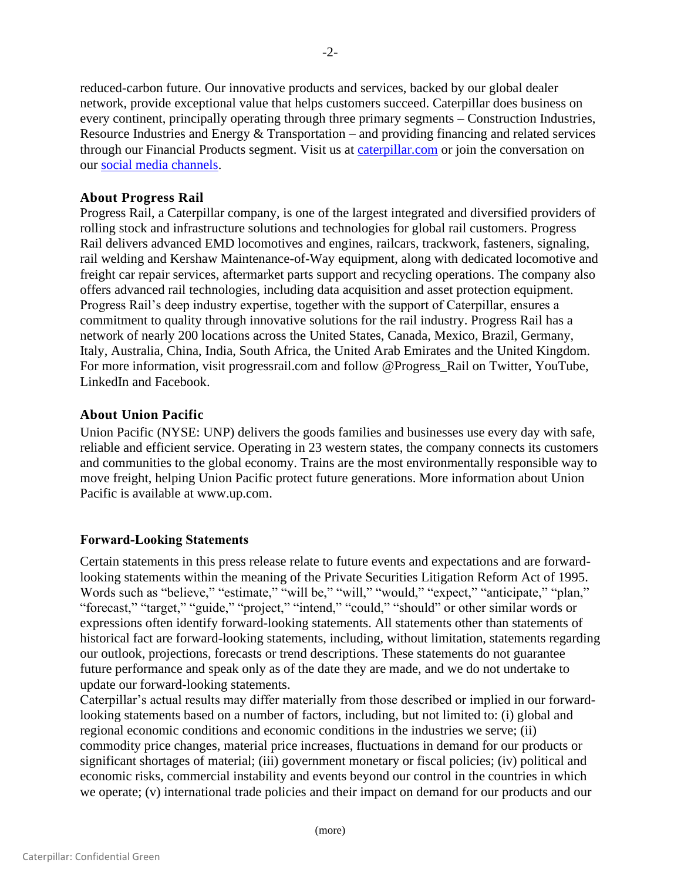reduced-carbon future. Our innovative products and services, backed by our global dealer network, provide exceptional value that helps customers succeed. Caterpillar does business on every continent, principally operating through three primary segments – Construction Industries, Resource Industries and Energy & Transportation – and providing financing and related services through our Financial Products segment. Visit us at [caterpillar.com](caterpillar.com) or join the conversation on our [social media channels](social media channels).

**About Progress Rail**

Progress Rail, a Caterpillar company, is one of the largest integrated and diversified providers of rolling stock and infrastructure solutions and technologies for global rail customers. Progress Rail delivers advanced EMD locomotives and engines, railcars, trackwork, fasteners, signaling, rail welding and Kershaw Maintenance-of-Way equipment, along with dedicated locomotive and freight car repair services, aftermarket parts support and recycling operations. The company also offers advanced rail technologies, including data acquisition and asset protection equipment. Progress Rail's deep industry expertise, together with the support of Caterpillar, ensures a commitment to quality through innovative solutions for the rail industry. Progress Rail has a network of nearly 200 locations across the United States, Canada, Mexico, Brazil, Germany, Italy, Australia, China, India, South Africa, the United Arab Emirates and the United Kingdom. For more information, visit progressrail.com and follow @Progress_Rail on Twitter, YouTube, LinkedIn and Facebook.

**About Union Pacific**

Union Pacific (NYSE: UNP) delivers the goods families and businesses use every day with safe, reliable and efficient service. Operating in 23 western states, the company connects its customers and communities to the global economy. Trains are the most environmentally responsible way to move freight, helping Union Pacific protect future generations. More information about Union Pacific is available at www.up.com.

**Forward-Looking Statements**

Certain statements in this press release relate to future events and expectations and are forward-looking statements within the meaning of the Private Securities Litigation Reform Act of 1995. Words such as "believe," "estimate," "will be," "will," "would," "expect," "anticipate," "plan," "forecast," "target," "guide," "project," "intend," "could," "should" or other similar words or expressions often identify forward-looking statements. All statements other than statements of historical fact are forward-looking statements, including, without limitation, statements regarding our outlook, projections, forecasts or trend descriptions. These statements do not guarantee future performance and speak only as of the date they are made, and we do not undertake to update our forward-looking statements.

Caterpillar's actual results may differ materially from those described or implied in our forward-looking statements based on a number of factors, including, but not limited to: (i) global and regional economic conditions and economic conditions in the industries we serve; (ii) commodity price changes, material price increases, fluctuations in demand for our products or significant shortages of material; (iii) government monetary or fiscal policies; (iv) political and economic risks, commercial instability and events beyond our control in the countries in which we operate; (v) international trade policies and their impact on demand for our products and our

(more)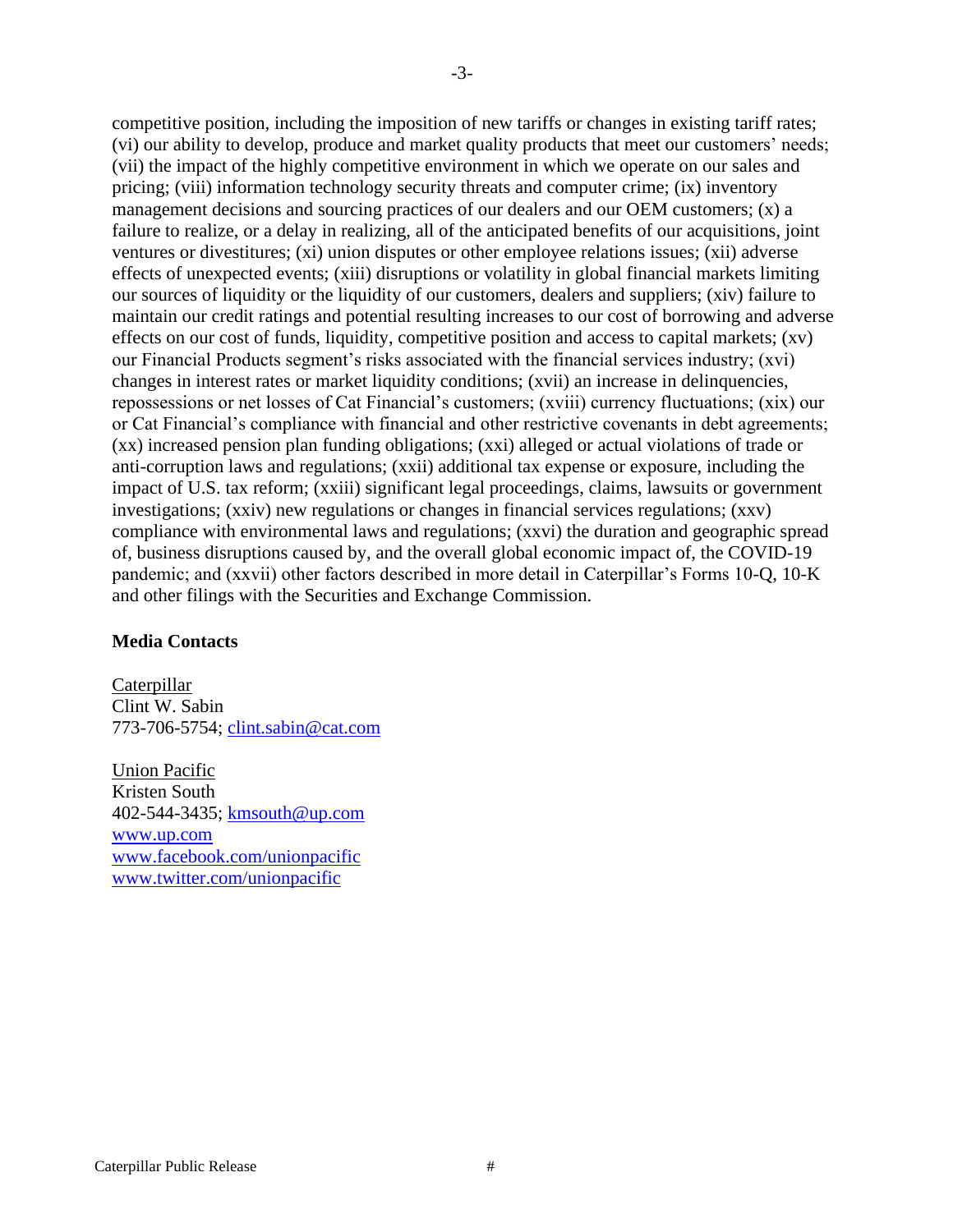competitive position, including the imposition of new tariffs or changes in existing tariff rates; (vi) our ability to develop, produce and market quality products that meet our customers' needs; (vii) the impact of the highly competitive environment in which we operate on our sales and pricing; (viii) information technology security threats and computer crime; (ix) inventory management decisions and sourcing practices of our dealers and our OEM customers; (x) a failure to realize, or a delay in realizing, all of the anticipated benefits of our acquisitions, joint ventures or divestitures; (xi) union disputes or other employee relations issues; (xii) adverse effects of unexpected events; (xiii) disruptions or volatility in global financial markets limiting our sources of liquidity or the liquidity of our customers, dealers and suppliers; (xiv) failure to maintain our credit ratings and potential resulting increases to our cost of borrowing and adverse effects on our cost of funds, liquidity, competitive position and access to capital markets; (xv) our Financial Products segment's risks associated with the financial services industry; (xvi) changes in interest rates or market liquidity conditions; (xvii) an increase in delinquencies, repossessions or net losses of Cat Financial's customers; (xviii) currency fluctuations; (xix) our or Cat Financial's compliance with financial and other restrictive covenants in debt agreements; (xx) increased pension plan funding obligations; (xxi) alleged or actual violations of trade or anti-corruption laws and regulations; (xxii) additional tax expense or exposure, including the impact of U.S. tax reform; (xxiii) significant legal proceedings, claims, lawsuits or government investigations; (xxiv) new regulations or changes in financial services regulations; (xxv) compliance with environmental laws and regulations; (xxvi) the duration and geographic spread of, business disruptions caused by, and the overall global economic impact of, the COVID-19 pandemic; and (xxvii) other factors described in more detail in Caterpillar's Forms 10-Q, 10-K and other filings with the Securities and Exchange Commission.

**Media Contacts**

Caterpillar
Clint W. Sabin
773-706-5754; clint.sabin@cat.com

Union Pacific
Kristen South
402-544-3435; kmsouth@up.com
www.up.com
www.facebook.com/unionpacific
www.twitter.com/unionpacific